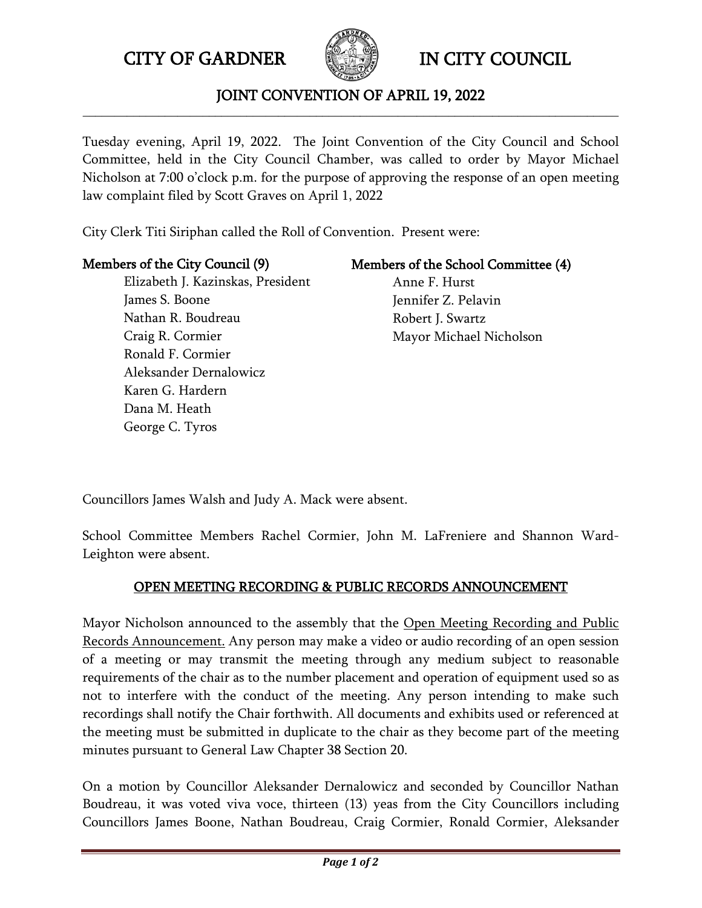# CITY OF GARDNER IN CITY COUNCIL

## JOINT CONVENTION OF APRIL 19, 2022

Tuesday evening, April 19, 2022. The Joint Convention of the City Council and School Committee, held in the City Council Chamber, was called to order by Mayor Michael Nicholson at 7:00 o'clock p.m. for the purpose of approving the response of an open meeting law complaint filed by Scott Graves on April 1, 2022

City Clerk Titi Siriphan called the Roll of Convention. Present were:

**Members of the City Council (9)**

- Elizabeth J. Kazinskas, President
- James S. Boone
- Nathan R. Boudreau
- Craig R. Cormier
- Ronald F. Cormier
- Aleksander Dernalowicz
- Karen G. Hardern
- Dana M. Heath
- George C. Tyros

**Members of the School Committee (4)**

- Anne F. Hurst
- Jennifer Z. Pelavin
- Robert J. Swartz
- Mayor Michael Nicholson

Councillors James Walsh and Judy A. Mack were absent.

School Committee Members Rachel Cormier, John M. LaFreniere and Shannon Ward-Leighton were absent.

### OPEN MEETING RECORDING & PUBLIC RECORDS ANNOUNCEMENT

Mayor Nicholson announced to the assembly that the Open Meeting Recording and Public Records Announcement. Any person may make a video or audio recording of an open session of a meeting or may transmit the meeting through any medium subject to reasonable requirements of the chair as to the number placement and operation of equipment used so as not to interfere with the conduct of the meeting. Any person intending to make such recordings shall notify the Chair forthwith. All documents and exhibits used or referenced at the meeting must be submitted in duplicate to the chair as they become part of the meeting minutes pursuant to General Law Chapter 38 Section 20.

On a motion by Councillor Aleksander Dernalowicz and seconded by Councillor Nathan Boudreau, it was voted viva voce, thirteen (13) yeas from the City Councillors including Councillors James Boone, Nathan Boudreau, Craig Cormier, Ronald Cormier, Aleksander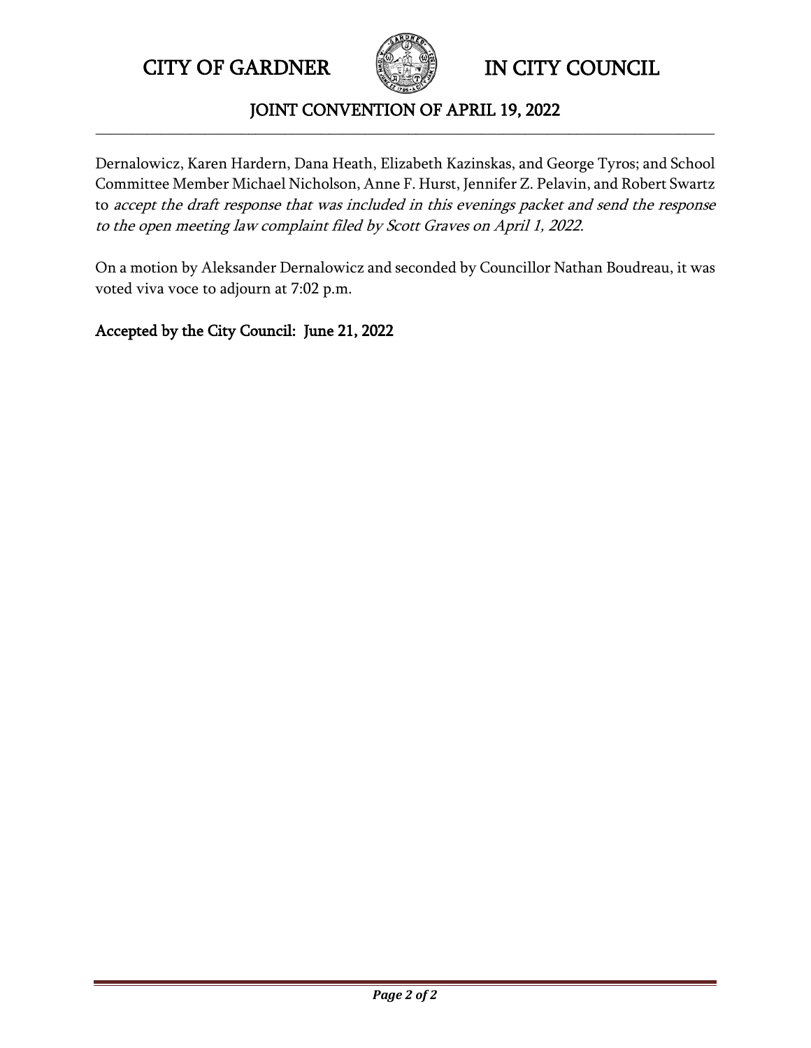Dernalowicz, Karen Hardern, Dana Heath, Elizabeth Kazinskas, and George Tyros; and School Committee Member Michael Nicholson, Anne F. Hurst, Jennifer Z. Pelavin, and Robert Swartz to *accept the draft response that was included in this evenings packet and send the response to the open meeting law complaint filed by Scott Graves on April 1, 2022.*

On a motion by Aleksander Dernalowicz and seconded by Councillor Nathan Boudreau, it was voted viva voce to adjourn at 7:02 p.m.

**Accepted by the City Council: June 21, 2022**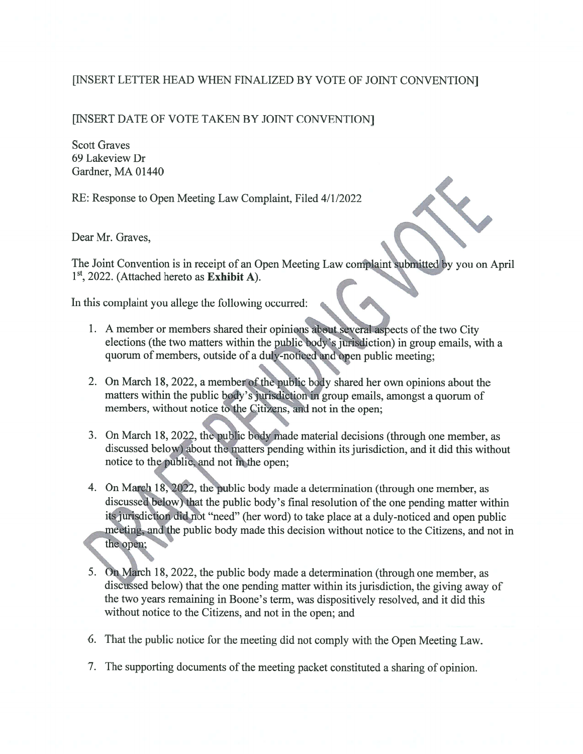[INSERT LETTER HEAD WHEN FINALIZED BY VOTE OF JOINT CONVENTION]

[INSERT DATE OF VOTE TAKEN BY JOINT CONVENTION]

Scott Graves
69 Lakeview Dr
Gardner, MA 01440

RE: Response to Open Meeting Law Complaint, Filed 4/1/2022

Dear Mr. Graves,

The Joint Convention is in receipt of an Open Meeting Law complaint submitted by you on April 1st, 2022. (Attached hereto as **Exhibit A**).

In this complaint you allege the following occurred:

1. A member or members shared their opinions about several aspects of the two City elections (the two matters within the public body's jurisdiction) in group emails, with a quorum of members, outside of a duly-noticed and open public meeting;

2. On March 18, 2022, a member of the public body shared her own opinions about the matters within the public body's jurisdiction in group emails, amongst a quorum of members, without notice to the Citizens, and not in the open;

3. On March 18, 2022, the public body made material decisions (through one member, as discussed below) about the matters pending within its jurisdiction, and it did this without notice to the public, and not in the open;

4. On March 18, 2022, the public body made a determination (through one member, as discussed below) that the public body's final resolution of the one pending matter within its jurisdiction did not "need" (her word) to take place at a duly-noticed and open public meeting, and the public body made this decision without notice to the Citizens, and not in the open;

5. On March 18, 2022, the public body made a determination (through one member, as discussed below) that the one pending matter within its jurisdiction, the giving away of the two years remaining in Boone's term, was dispositively resolved, and it did this without notice to the Citizens, and not in the open; and

6. That the public notice for the meeting did not comply with the Open Meeting Law.

7. The supporting documents of the meeting packet constituted a sharing of opinion.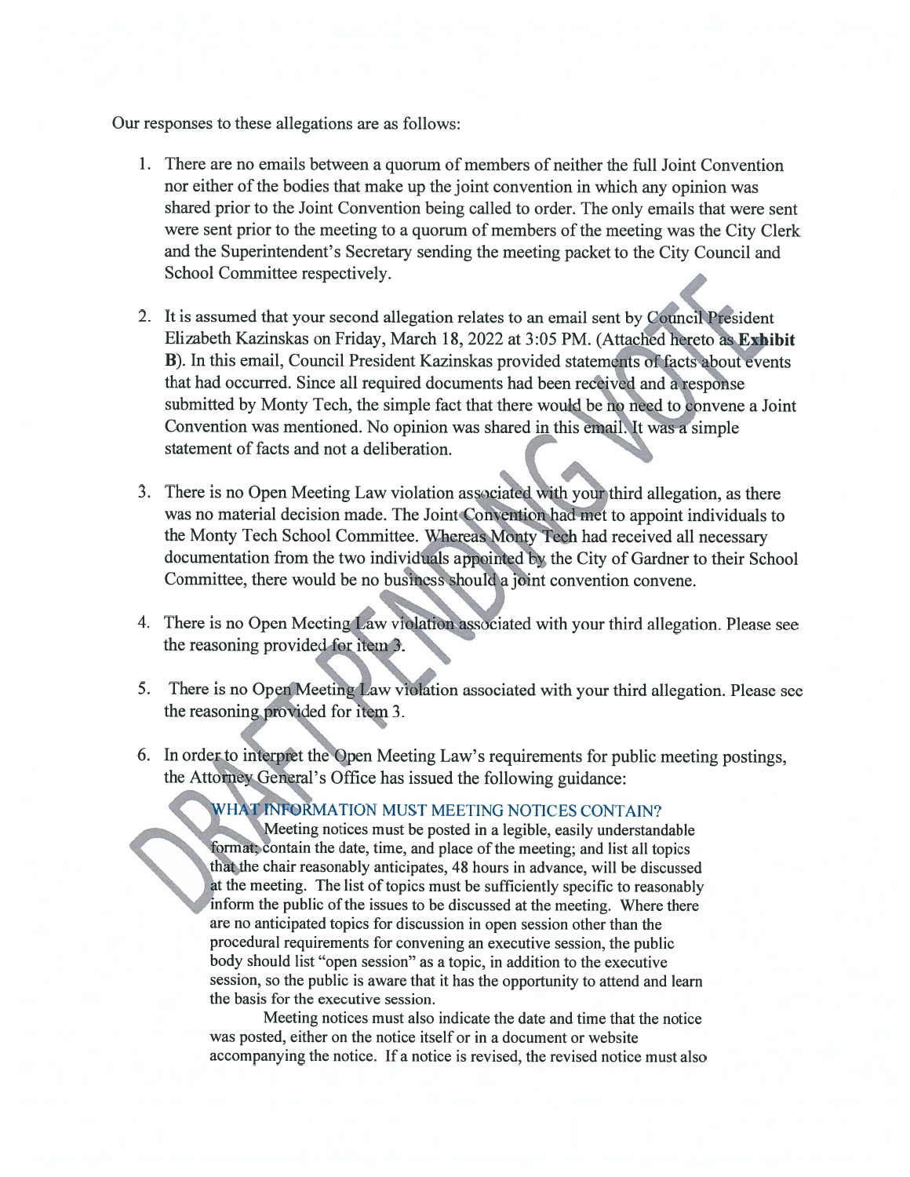Our responses to these allegations are as follows:

1. There are no emails between a quorum of members of neither the full Joint Convention nor either of the bodies that make up the joint convention in which any opinion was shared prior to the Joint Convention being called to order. The only emails that were sent were sent prior to the meeting to a quorum of members of the meeting was the City Clerk and the Superintendent's Secretary sending the meeting packet to the City Council and School Committee respectively.

2. It is assumed that your second allegation relates to an email sent by Council President Elizabeth Kazinskas on Friday, March 18, 2022 at 3:05 PM. (Attached hereto as **Exhibit B**). In this email, Council President Kazinskas provided statements of facts about events that had occurred. Since all required documents had been received and a response submitted by Monty Tech, the simple fact that there would be no need to convene a Joint Convention was mentioned. No opinion was shared in this email. It was a simple statement of facts and not a deliberation.

3. There is no Open Meeting Law violation associated with your third allegation, as there was no material decision made. The Joint Convention had met to appoint individuals to the Monty Tech School Committee. Whereas Monty Tech had received all necessary documentation from the two individuals appointed by the City of Gardner to their School Committee, there would be no business should a joint convention convene.

4. There is no Open Meeting Law violation associated with your third allegation. Please see the reasoning provided for item 3.

5. There is no Open Meeting Law violation associated with your third allegation. Please see the reasoning provided for item 3.

6. In order to interpret the Open Meeting Law's requirements for public meeting postings, the Attorney General's Office has issued the following guidance:

   > WHAT INFORMATION MUST MEETING NOTICES CONTAIN?
   >
   > Meeting notices must be posted in a legible, easily understandable format; contain the date, time, and place of the meeting; and list all topics that the chair reasonably anticipates, 48 hours in advance, will be discussed at the meeting. The list of topics must be sufficiently specific to reasonably inform the public of the issues to be discussed at the meeting. Where there are no anticipated topics for discussion in open session other than the procedural requirements for convening an executive session, the public body should list "open session" as a topic, in addition to the executive session, so the public is aware that it has the opportunity to attend and learn the basis for the executive session.
   >
   > Meeting notices must also indicate the date and time that the notice was posted, either on the notice itself or in a document or website accompanying the notice. If a notice is revised, the revised notice must also

DRAFT PENDING VOTE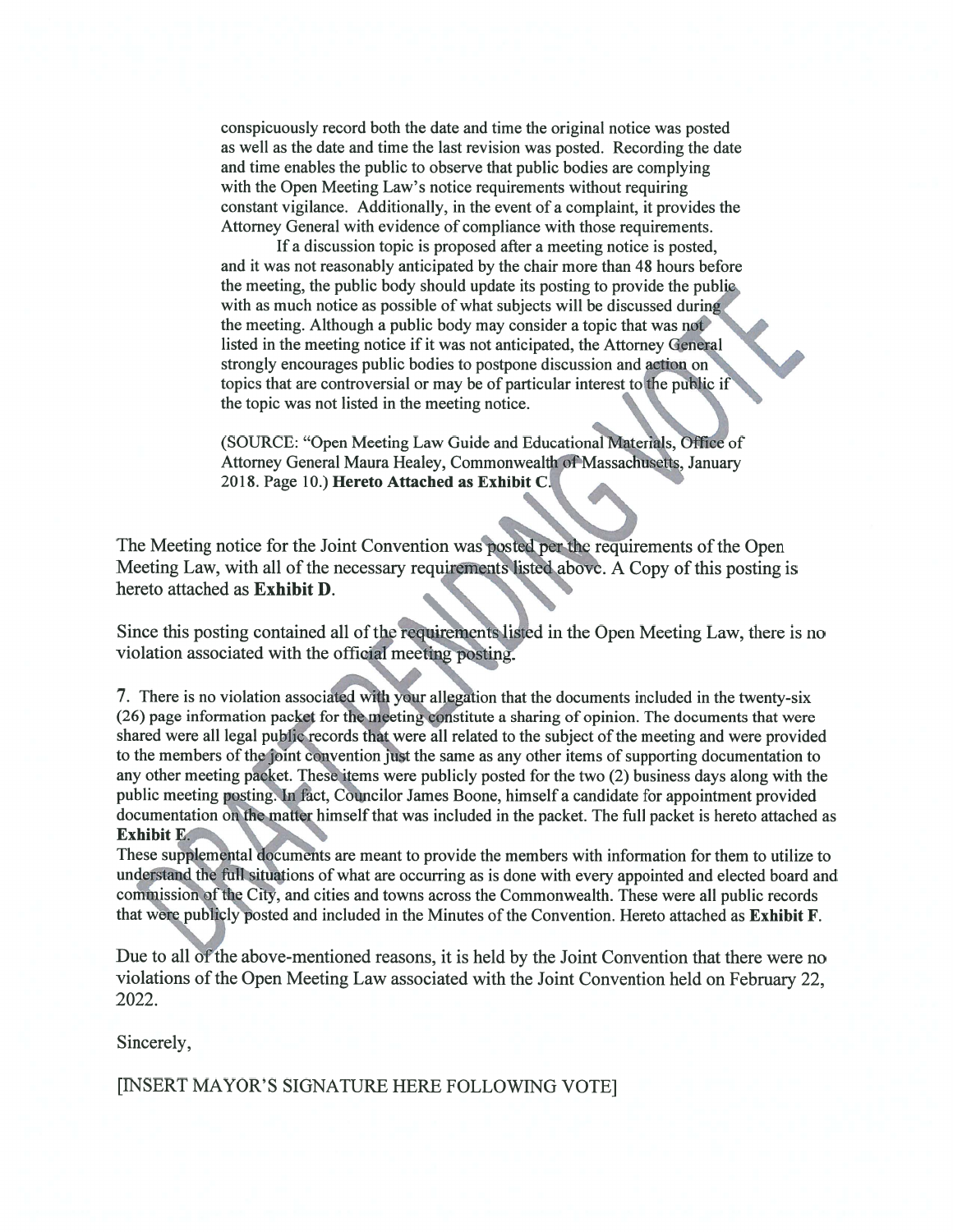conspicuously record both the date and time the original notice was posted as well as the date and time the last revision was posted. Recording the date and time enables the public to observe that public bodies are complying with the Open Meeting Law's notice requirements without requiring constant vigilance. Additionally, in the event of a complaint, it provides the Attorney General with evidence of compliance with those requirements.

If a discussion topic is proposed after a meeting notice is posted, and it was not reasonably anticipated by the chair more than 48 hours before the meeting, the public body should update its posting to provide the public with as much notice as possible of what subjects will be discussed during the meeting. Although a public body may consider a topic that was not listed in the meeting notice if it was not anticipated, the Attorney General strongly encourages public bodies to postpone discussion and action on topics that are controversial or may be of particular interest to the public if the topic was not listed in the meeting notice.

(SOURCE: "Open Meeting Law Guide and Educational Materials, Office of Attorney General Maura Healey, Commonwealth of Massachusetts, January 2018. Page 10.) **Hereto Attached as Exhibit C.**

The Meeting notice for the Joint Convention was posted per the requirements of the Open Meeting Law, with all of the necessary requirements listed above. A Copy of this posting is hereto attached as **Exhibit D**.

Since this posting contained all of the requirements listed in the Open Meeting Law, there is no violation associated with the official meeting posting.

7. There is no violation associated with your allegation that the documents included in the twenty-six (26) page information packet for the meeting constitute a sharing of opinion. The documents that were shared were all legal public records that were all related to the subject of the meeting and were provided to the members of the joint convention just the same as any other items of supporting documentation to any other meeting packet. These items were publicly posted for the two (2) business days along with the public meeting posting. In fact, Councilor James Boone, himself a candidate for appointment provided documentation on the matter himself that was included in the packet. The full packet is hereto attached as **Exhibit E.**

These supplemental documents are meant to provide the members with information for them to utilize to understand the full situations of what are occurring as is done with every appointed and elected board and commission of the City, and cities and towns across the Commonwealth. These were all public records that were publicly posted and included in the Minutes of the Convention. Hereto attached as **Exhibit F**.

Due to all of the above-mentioned reasons, it is held by the Joint Convention that there were no violations of the Open Meeting Law associated with the Joint Convention held on February 22, 2022.

Sincerely,

[INSERT MAYOR'S SIGNATURE HERE FOLLOWING VOTE]